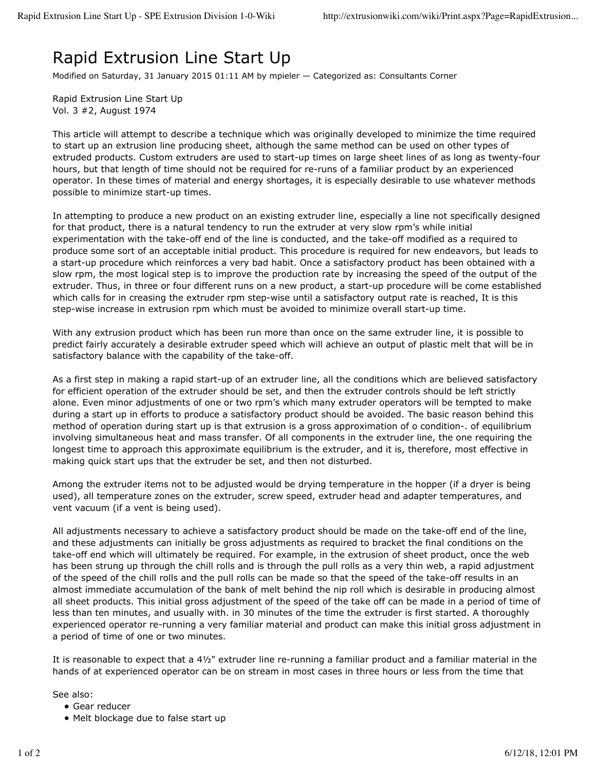# Rapid Extrusion Line Start Up

Modified on Saturday, 31 January 2015 01:11 AM by mpieler — Categorized as: Consultants Corner

Rapid Extrusion Line Start Up
Vol. 3 #2, August 1974

This article will attempt to describe a technique which was originally developed to minimize the time required to start up an extrusion line producing sheet, although the same method can be used on other types of extruded products. Custom extruders are used to start-up times on large sheet lines of as long as twenty-four hours, but that length of time should not be required for re-runs of a familiar product by an experienced operator. In these times of material and energy shortages, it is especially desirable to use whatever methods possible to minimize start-up times.

In attempting to produce a new product on an existing extruder line, especially a line not specifically designed for that product, there is a natural tendency to run the extruder at very slow rpm's while initial experimentation with the take-off end of the line is conducted, and the take-off modified as a required to produce some sort of an acceptable initial product. This procedure is required for new endeavors, but leads to a start-up procedure which reinforces a very bad habit. Once a satisfactory product has been obtained with a slow rpm, the most logical step is to improve the production rate by increasing the speed of the output of the extruder. Thus, in three or four different runs on a new product, a start-up procedure will be come established which calls for in creasing the extruder rpm step-wise until a satisfactory output rate is reached, It is this step-wise increase in extrusion rpm which must be avoided to minimize overall start-up time.

With any extrusion product which has been run more than once on the same extruder line, it is possible to predict fairly accurately a desirable extruder speed which will achieve an output of plastic melt that will be in satisfactory balance with the capability of the take-off.

As a first step in making a rapid start-up of an extruder line, all the conditions which are believed satisfactory for efficient operation of the extruder should be set, and then the extruder controls should be left strictly alone. Even minor adjustments of one or two rpm's which many extruder operators will be tempted to make during a start up in efforts to produce a satisfactory product should be avoided. The basic reason behind this method of operation during start up is that extrusion is a gross approximation of o condition-. of equilibrium involving simultaneous heat and mass transfer. Of all components in the extruder line, the one requiring the longest time to approach this approximate equilibrium is the extruder, and it is, therefore, most effective in making quick start ups that the extruder be set, and then not disturbed.

Among the extruder items not to be adjusted would be drying temperature in the hopper (if a dryer is being used), all temperature zones on the extruder, screw speed, extruder head and adapter temperatures, and vent vacuum (if a vent is being used).

All adjustments necessary to achieve a satisfactory product should be made on the take-off end of the line, and these adjustments can initially be gross adjustments as required to bracket the final conditions on the take-off end which will ultimately be required. For example, in the extrusion of sheet product, once the web has been strung up through the chill rolls and is through the pull rolls as a very thin web, a rapid adjustment of the speed of the chill rolls and the pull rolls can be made so that the speed of the take-off results in an almost immediate accumulation of the bank of melt behind the nip roll which is desirable in producing almost all sheet products. This initial gross adjustment of the speed of the take off can be made in a period of time of less than ten minutes, and usually with. in 30 minutes of the time the extruder is first started. A thoroughly experienced operator re-running a very familiar material and product can make this initial gross adjustment in a period of time of one or two minutes.

It is reasonable to expect that a 4½" extruder line re-running a familiar product and a familiar material in the hands of at experienced operator can be on stream in most cases in three hours or less from the time that

See also:

- Gear reducer
- Melt blockage due to false start up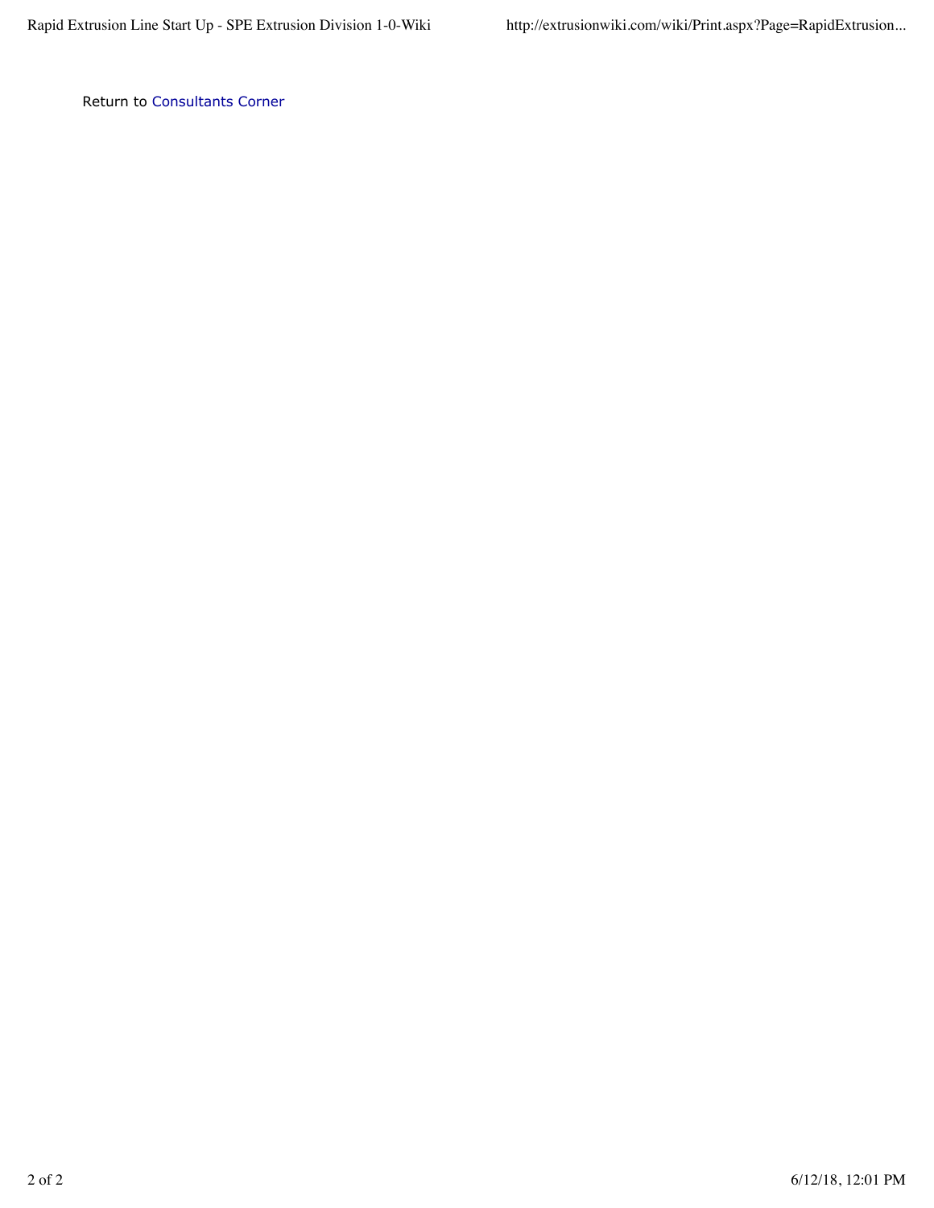Return to Consultants Corner